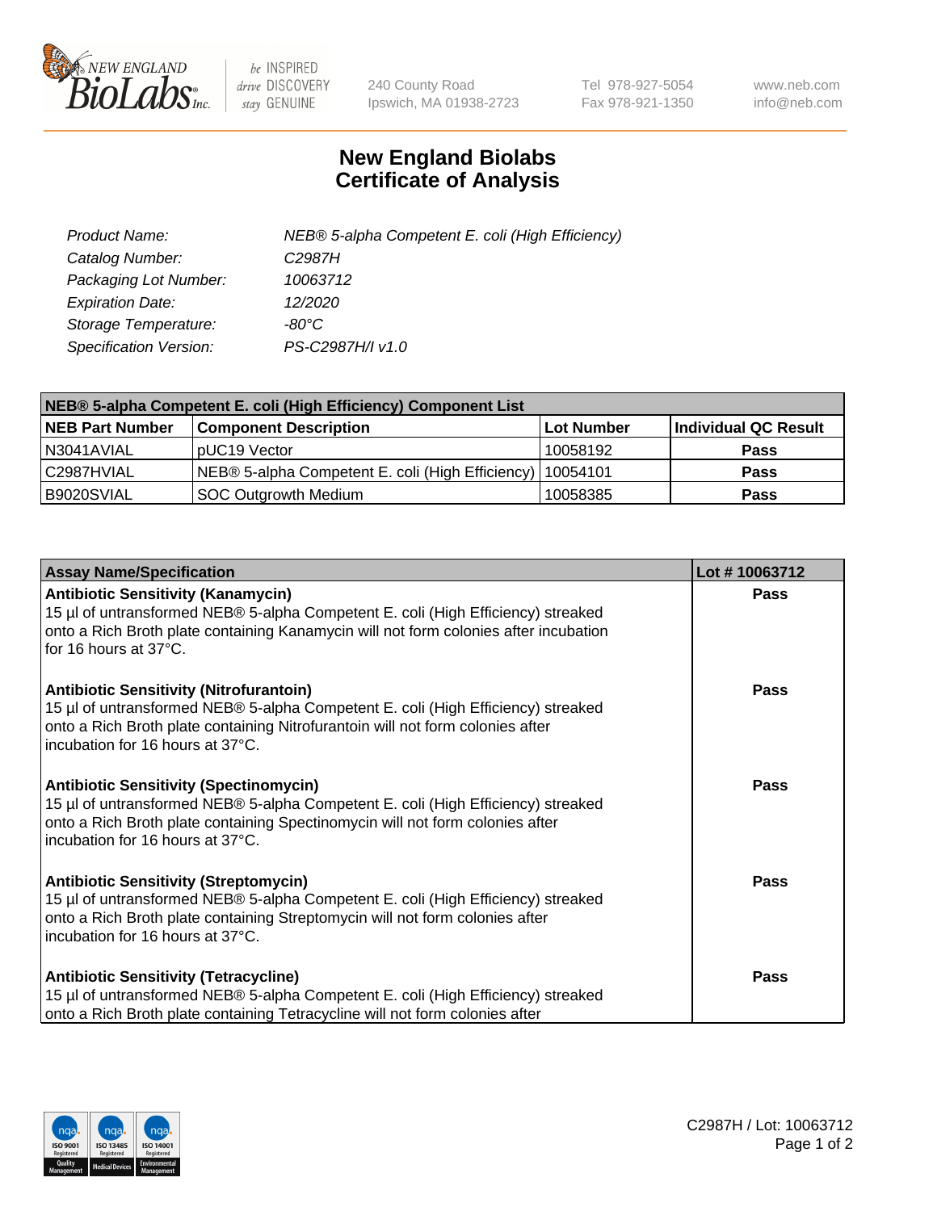New England BioLabs Inc. — be INSPIRED drive DISCOVERY stay GENUINE

240 County Road
Ipswich, MA 01938-2723

Tel 978-927-5054
Fax 978-921-1350

www.neb.com
info@neb.com

# New England Biolabs
# Certificate of Analysis

| | |
|---|---|
| *Product Name:* | *NEB® 5-alpha Competent E. coli (High Efficiency)* |
| *Catalog Number:* | *C2987H* |
| *Packaging Lot Number:* | *10063712* |
| *Expiration Date:* | *12/2020* |
| *Storage Temperature:* | *-80°C* |
| *Specification Version:* | *PS-C2987H/I v1.0* |

| **NEB® 5-alpha Competent E. coli (High Efficiency) Component List** | | | |
|---|---|---|---|
| **NEB Part Number** | **Component Description** | **Lot Number** | **Individual QC Result** |
| N3041AVIAL | pUC19 Vector | 10058192 | **Pass** |
| C2987HVIAL | NEB® 5-alpha Competent E. coli (High Efficiency) | 10054101 | **Pass** |
| B9020SVIAL | SOC Outgrowth Medium | 10058385 | **Pass** |

| **Assay Name/Specification** | **Lot # 10063712** |
|---|---|
| **Antibiotic Sensitivity (Kanamycin)** 15 µl of untransformed NEB® 5-alpha Competent E. coli (High Efficiency) streaked onto a Rich Broth plate containing Kanamycin will not form colonies after incubation for 16 hours at 37°C. | **Pass** |
| **Antibiotic Sensitivity (Nitrofurantoin)** 15 µl of untransformed NEB® 5-alpha Competent E. coli (High Efficiency) streaked onto a Rich Broth plate containing Nitrofurantoin will not form colonies after incubation for 16 hours at 37°C. | **Pass** |
| **Antibiotic Sensitivity (Spectinomycin)** 15 µl of untransformed NEB® 5-alpha Competent E. coli (High Efficiency) streaked onto a Rich Broth plate containing Spectinomycin will not form colonies after incubation for 16 hours at 37°C. | **Pass** |
| **Antibiotic Sensitivity (Streptomycin)** 15 µl of untransformed NEB® 5-alpha Competent E. coli (High Efficiency) streaked onto a Rich Broth plate containing Streptomycin will not form colonies after incubation for 16 hours at 37°C. | **Pass** |
| **Antibiotic Sensitivity (Tetracycline)** 15 µl of untransformed NEB® 5-alpha Competent E. coli (High Efficiency) streaked onto a Rich Broth plate containing Tetracycline will not form colonies after | **Pass** |

C2987H / Lot: 10063712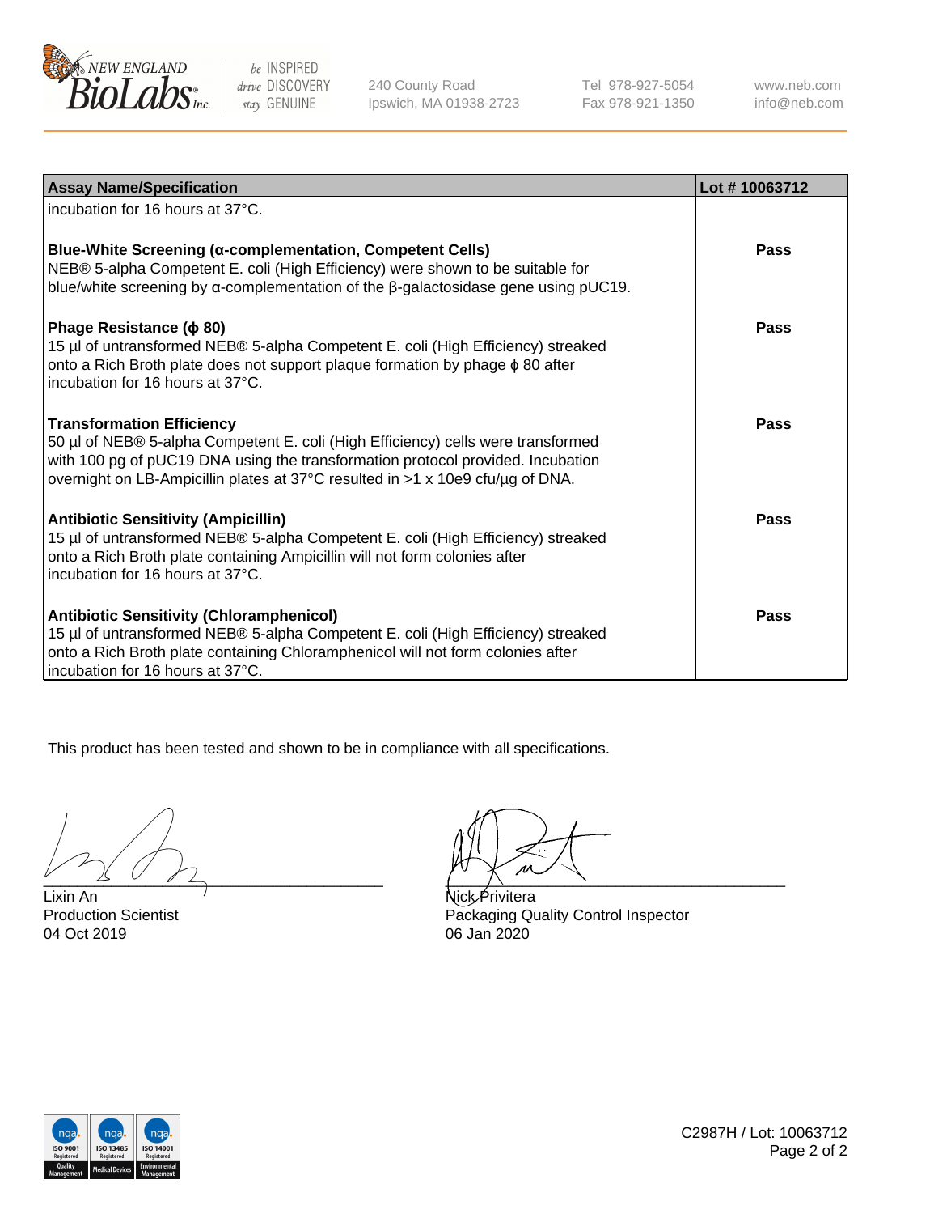| Assay Name/Specification | Lot # 10063712 |
|---|---|
| incubation for 16 hours at 37°C. | |
| **Blue-White Screening (α-complementation, Competent Cells)** NEB® 5-alpha Competent E. coli (High Efficiency) were shown to be suitable for blue/white screening by α-complementation of the β-galactosidase gene using pUC19. | Pass |
| **Phage Resistance (ϕ 80)** 15 µl of untransformed NEB® 5-alpha Competent E. coli (High Efficiency) streaked onto a Rich Broth plate does not support plaque formation by phage ϕ 80 after incubation for 16 hours at 37°C. | Pass |
| **Transformation Efficiency** 50 µl of NEB® 5-alpha Competent E. coli (High Efficiency) cells were transformed with 100 pg of pUC19 DNA using the transformation protocol provided. Incubation overnight on LB-Ampicillin plates at 37°C resulted in >1 x 10e9 cfu/µg of DNA. | Pass |
| **Antibiotic Sensitivity (Ampicillin)** 15 µl of untransformed NEB® 5-alpha Competent E. coli (High Efficiency) streaked onto a Rich Broth plate containing Ampicillin will not form colonies after incubation for 16 hours at 37°C. | Pass |
| **Antibiotic Sensitivity (Chloramphenicol)** 15 µl of untransformed NEB® 5-alpha Competent E. coli (High Efficiency) streaked onto a Rich Broth plate containing Chloramphenicol will not form colonies after incubation for 16 hours at 37°C. | Pass |

This product has been tested and shown to be in compliance with all specifications.

Lixin An
Production Scientist
04 Oct 2019

Nick Privitera
Packaging Quality Control Inspector
06 Jan 2020

C2987H / Lot: 10063712